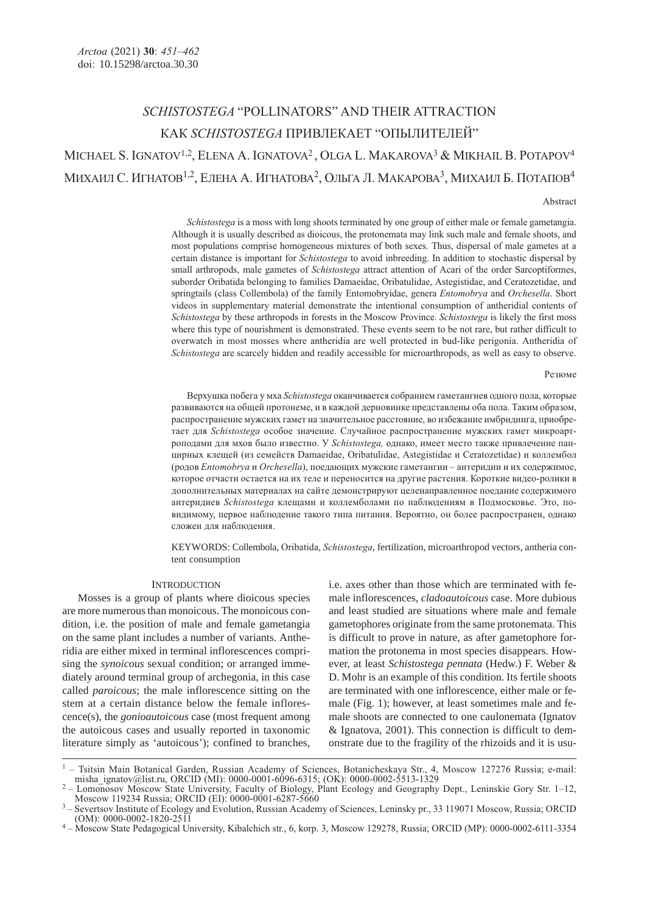Arctoa (2021) **30**: *451–462*
doi: 10.15298/arctoa.30.30

# *SCHISTOSTEGA* “POLLINATORS” AND THEIR ATTRACTION

# КАК *SCHISTOSTEGA* ПРИВЛЕКАЕТ “ОПЫЛИТЕЛЕЙ”

MICHAEL S. IGNATOV[1,2], ELENA A. IGNATOVA[2], OLGA L. MAKAROVA[3] & MIKHAIL B. POTAPOV[4]

МИХАИЛ С. ИГНАТОВ[1,2], ЕЛЕНА А. ИГНАТОВА[2], ОЛЬГА Л. МАКАРОВА[3], МИХАИЛ Б. ПОТАПОВ[4]

Abstract

*Schistostega* is a moss with long shoots terminated by one group of either male or female gametangia. Although it is usually described as dioicous, the protonemata may link such male and female shoots, and most populations comprise homogeneous mixtures of both sexes. Thus, dispersal of male gametes at a certain distance is important for *Schistostega* to avoid inbreeding. In addition to stochastic dispersal by small arthropods, male gametes of *Schistostega* attract attention of Acari of the order Sarcoptiformes, suborder Oribatida belonging to families Damaeidae, Oribatulidae, Astegistidae, and Ceratozetidae, and springtails (class Collembola) of the family Entomobryidae, genera *Entomobrya* and *Orchesella*. Short videos in supplementary material demonstrate the intentional consumption of antheridial contents of *Schistostega* by these arthropods in forests in the Moscow Province. *Schistostega* is likely the first moss where this type of nourishment is demonstrated. These events seem to be not rare, but rather difficult to overwatch in most mosses where antheridia are well protected in bud-like perigonia. Antheridia of *Schistostega* are scarcely hidden and readily accessible for microarthropods, as well as easy to observe.

Резюме

Верхушка побега у мха *Schistostega* оканчивается собранием гаметангиев одного пола, которые развиваются на общей протонеме, и в каждой дерновинке представлены оба пола. Таким образом, распространение мужских гамет на значительное расстояние, во избежание имбридинга, приобретает для *Schistostega* особое значение. Случайное распространение мужских гамет микроартроподами для мхов было известно. У *Schistostega,* однако, имеет место также привлечение панцирных клещей (из семейств Damaeidae, Oribatulidae, Astegistidae и Ceratozetidae) и коллембол (родов *Entomobrya* и *Orchesella*), поедающих мужские гаметангии – антеридии и их содержимое, которое отчасти остается на их теле и переносится на другие растения. Короткие видео-ролики в дополнительных материалах на сайте демонстрируют целенаправленное поедание содержимого антеридиев *Schistostega* клещами и коллемболами по наблюдениям в Подмосковье. Это, по-видимому, первое наблюдение такого типа питания. Вероятно, он более распространен, однако сложен для наблюдения.

KEYWORDS: Collembola, Oribatida, *Schistostega*, fertilization, microarthropod vectors, antheria content consumption

## INTRODUCTION

Mosses is a group of plants where dioicous species are more numerous than monoicous. The monoicous condition, i.e. the position of male and female gametangia on the same plant includes a number of variants. Antheridia are either mixed in terminal inflorescences comprising the *synoicous* sexual condition; or arranged immediately around terminal group of archegonia, in this case called *paroicous*; the male inflorescence sitting on the stem at a certain distance below the female inflorescence(s), the *gonioautoicous* case (most frequent among the autoicous cases and usually reported in taxonomic literature simply as ‘autoicous’); confined to branches, i.e. axes other than those which are terminated with female inflorescences, *cladoautoicous* case. More dubious and least studied are situations where male and female gametophores originate from the same protonemata. This is difficult to prove in nature, as after gametophore formation the protonema in most species disappears. However, at least *Schistostega pennata* (Hedw.) F. Weber & D. Mohr is an example of this condition. Its fertile shoots are terminated with one inflorescence, either male or female (Fig. 1); however, at least sometimes male and female shoots are connected to one caulonemata (Ignatov & Ignatova, 2001). This connection is difficult to demonstrate due to the fragility of the rhizoids and it is usu-

[1] – Tsitsin Main Botanical Garden, Russian Academy of Sciences, Botanicheskaya Str., 4, Moscow 127276 Russia; e-mail: misha_ignatov@list.ru, ORCID (MI): 0000-0001-6096-6315; (OK): 0000-0002-5513-1329

[2] – Lomonosov Moscow State University, Faculty of Biology, Plant Ecology and Geography Dept., Leninskie Gory Str. 1–12, Moscow 119234 Russia; ORCID (EI): 0000-0001-6287-5660

[3] – Severtsov Institute of Ecology and Evolution, Russian Academy of Sciences, Leninsky pr., 33 119071 Moscow, Russia; ORCID (OM): 0000-0002-1820-2511

[4] – Moscow State Pedagogical University, Kibalchich str., 6, korp. 3, Moscow 129278, Russia; ORCID (MP): 0000-0002-6111-3354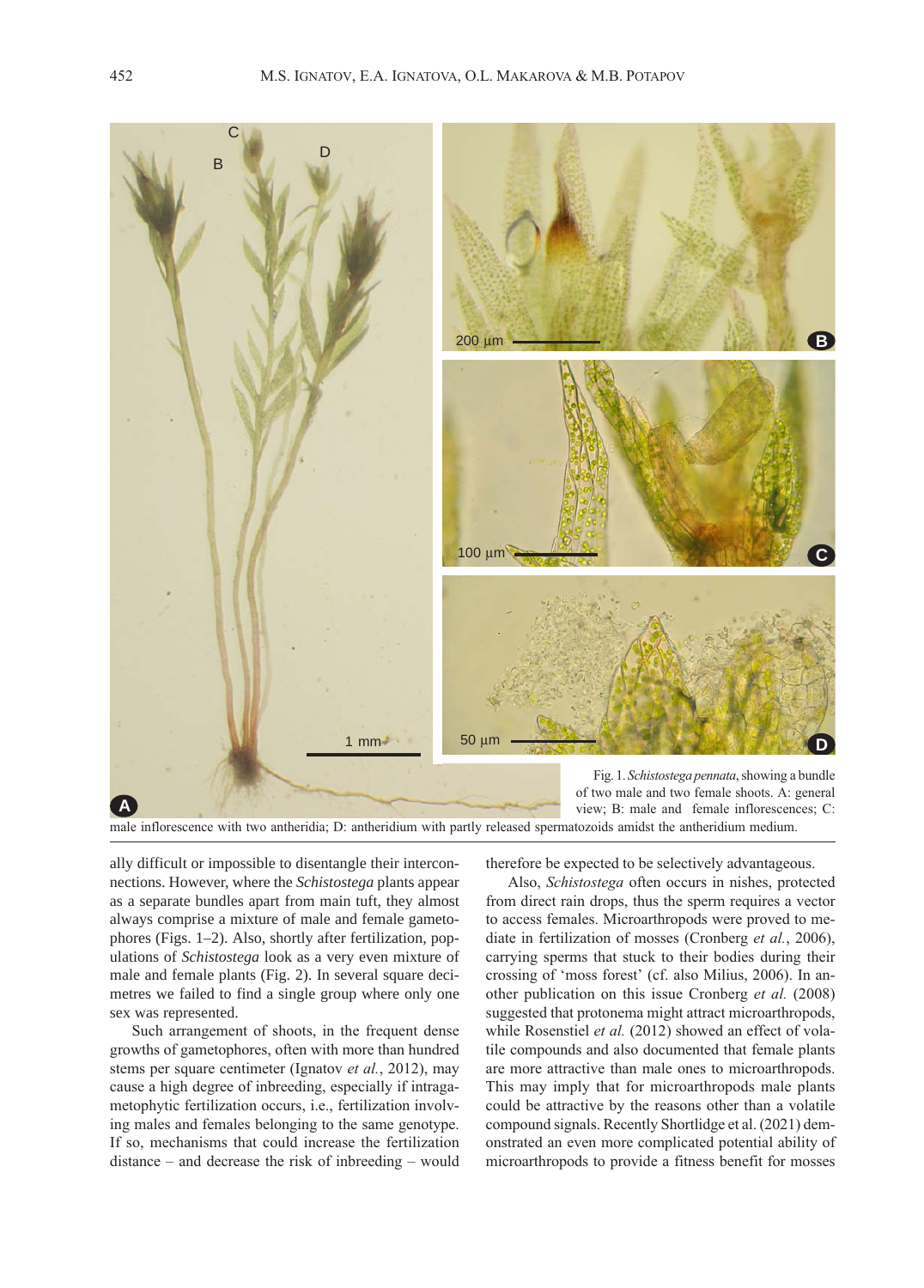Fig. 1. *Schistostega pennata*, showing a bundle of two male and two female shoots. A: general view; B: male and female inflorescences; C: male inflorescence with two antheridia; D: antheridium with partly released spermatozoids amidst the antheridium medium.

ally difficult or impossible to disentangle their interconnections. However, where the *Schistostega* plants appear as a separate bundles apart from main tuft, they almost always comprise a mixture of male and female gametophores (Figs. 1–2). Also, shortly after fertilization, populations of *Schistostega* look as a very even mixture of male and female plants (Fig. 2). In several square decimetres we failed to find a single group where only one sex was represented.

Such arrangement of shoots, in the frequent dense growths of gametophores, often with more than hundred stems per square centimeter (Ignatov *et al.*, 2012), may cause a high degree of inbreeding, especially if intragametophytic fertilization occurs, i.e., fertilization involving males and females belonging to the same genotype. If so, mechanisms that could increase the fertilization distance – and decrease the risk of inbreeding – would therefore be expected to be selectively advantageous.

Also, *Schistostega* often occurs in nishes, protected from direct rain drops, thus the sperm requires a vector to access females. Microarthropods were proved to mediate in fertilization of mosses (Cronberg *et al.*, 2006), carrying sperms that stuck to their bodies during their crossing of 'moss forest' (cf. also Milius, 2006). In another publication on this issue Cronberg *et al.* (2008) suggested that protonema might attract microarthropods, while Rosenstiel *et al.* (2012) showed an effect of volatile compounds and also documented that female plants are more attractive than male ones to microarthropods. This may imply that for microarthropods male plants could be attractive by the reasons other than a volatile compound signals. Recently Shortlidge et al. (2021) demonstrated an even more complicated potential ability of microarthropods to provide a fitness benefit for mosses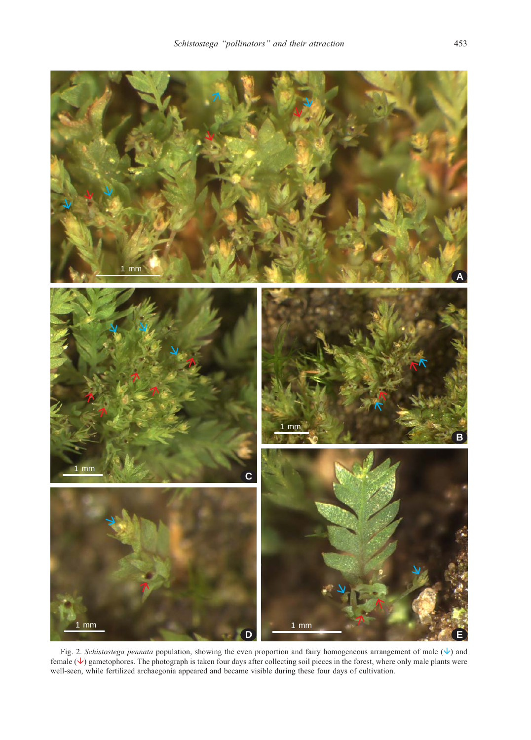Fig. 2. *Schistostega pennata* population, showing the even proportion and fairy homogeneous arrangement of male (↓) and female (↓) gametophores. The photograph is taken four days after collecting soil pieces in the forest, where only male plants were well-seen, while fertilized archaegonia appeared and became visible during these four days of cultivation.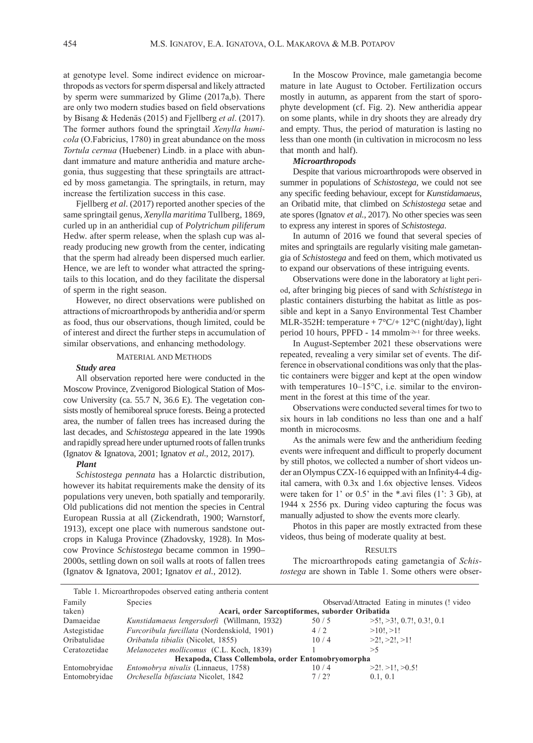at genotype level. Some indirect evidence on microarthropods as vectors for sperm dispersal and likely attracted by sperm were summarized by Glime (2017a,b). There are only two modern studies based on field observations by Bisang & Hedenäs (2015) and Fjellberg *et al*. (2017). The former authors found the springtail *Xenylla humicola* (O.Fabricius, 1780) in great abundance on the moss *Tortula cernua* (Huebener) Lindb. in a place with abundant immature and mature antheridia and mature archegonia, thus suggesting that these springtails are attracted by moss gametangia. The springtails, in return, may increase the fertilization success in this case.

Fjellberg *et al*. (2017) reported another species of the same springtail genus, *Xenylla maritima* Tullberg, 1869, curled up in an antheridial cup of *Polytrichum piliferum* Hedw. after sperm release, when the splash cup was already producing new growth from the center, indicating that the sperm had already been dispersed much earlier. Hence, we are left to wonder what attracted the springtails to this location, and do they facilitate the dispersal of sperm in the right season.

However, no direct observations were published on attractions of microarthropods by antheridia and/or sperm as food, thus our observations, though limited, could be of interest and direct the further steps in accumulation of similar observations, and enhancing methodology.

## MATERIAL AND METHODS

### *Study area*

All observation reported here were conducted in the Moscow Province, Zvenigorod Biological Station of Moscow University (ca. 55.7 N, 36.6 E). The vegetation consists mostly of hemiboreal spruce forests. Being a protected area, the number of fallen trees has increased during the last decades, and *Schistostega* appeared in the late 1990s and rapidly spread here under upturned roots of fallen trunks (Ignatov & Ignatova, 2001; Ignatov *et al*., 2012, 2017).

### *Plant*

*Schistostega pennata* has a Holarctic distribution, however its habitat requirements make the density of its populations very uneven, both spatially and temporarily. Old publications did not mention the species in Central European Russia at all (Zickendrath, 1900; Warnstorf, 1913), except one place with numerous sandstone outcrops in Kaluga Province (Zhadovsky, 1928). In Moscow Province *Schistostega* became common in 1990–2000s, settling down on soil walls at roots of fallen trees (Ignatov & Ignatova, 2001; Ignatov *et al*., 2012).

In the Moscow Province, male gametangia become mature in late August to October. Fertilization occurs mostly in autumn, as apparent from the start of sporophyte development (cf. Fig. 2). New antheridia appear on some plants, while in dry shoots they are already dry and empty. Thus, the period of maturation is lasting no less than one month (in cultivation in microcosm no less that month and half).

### *Microarthropods*

Despite that various microarthropods were observed in summer in populations of *Schistostega*, we could not see any specific feeding behaviour, except for *Kunstidamaeus*, an Oribatid mite, that climbed on *Schistostega* setae and ate spores (Ignatov *et al*., 2017). No other species was seen to express any interest in spores of *Schistostega*.

In autumn of 2016 we found that several species of mites and springtails are regularly visiting male gametangia of *Schistostega* and feed on them, which motivated us to expand our observations of these intriguing events.

Observations were done in the laboratory at light period, after bringing big pieces of sand with *Schististega* in plastic containers disturbing the habitat as little as possible and kept in a Sanyo Environmental Test Chamber MLR-352H: temperature + 7°C/+ 12°C (night/day), light period 10 hours, PPFD - 14 mmolm$^{-2s-1}$ for three weeks.

In August-September 2021 these observations were repeated, revealing a very similar set of events. The difference in observational conditions was only that the plastic containers were bigger and kept at the open window with temperatures 10–15°C, i.e. similar to the environment in the forest at this time of the year.

Observations were conducted several times for two to six hours in lab conditions no less than one and a half month in microcosms.

As the animals were few and the antheridium feeding events were infrequent and difficult to properly document by still photos, we collected a number of short videos under an Olympus CZX-16 equipped with an Infinity4-4 digital camera, with 0.3x and 1.6x objective lenses. Videos were taken for 1' or 0.5' in the *.avi files (1': 3 Gb), at 1944 x 2556 px. During video capturing the focus was manually adjusted to show the events more clearly.

Photos in this paper are mostly extracted from these videos, thus being of moderate quality at best.

## RESULTS

The microarthropods eating gametangia of *Schistostega* are shown in Table 1. Some others were obser-

Table 1. Microarthropodes observed eating antheria content

| Family | Species | Observad/Attracted | Eating in minutes (! video taken) |
|---|---|---|---|
| | **Acari, order Sarcoptiformes, suborder Oribatida** | | |
| Damaeidae | *Kunstidamaeus lengersdorfi* (Willmann, 1932) | 50 / 5 | >5!, >3!, 0.7!, 0.3!, 0.1 |
| Astegistidae | *Furcoribula furcillata* (Nordenskiold, 1901) | 4 / 2 | >10!, >1! |
| Oribatulidae | *Oribatula tibialis* (Nicolet, 1855) | 10 / 4 | >2!, >2!, >1! |
| Ceratozetidae | *Melanozetes mollicomus* (C.L. Koch, 1839) | 1 | >5 |
| | **Hexapoda, Class Collembola, order Entomobryomorpha** | | |
| Entomobryidae | *Entomobrya nivalis* (Linnaeus, 1758) | 10 / 4 | >2!. >1!, >0.5! |
| Entomobryidae | *Orchesella bifasciata* Nicolet, 1842 | 7 / 2? | 0.1, 0.1 |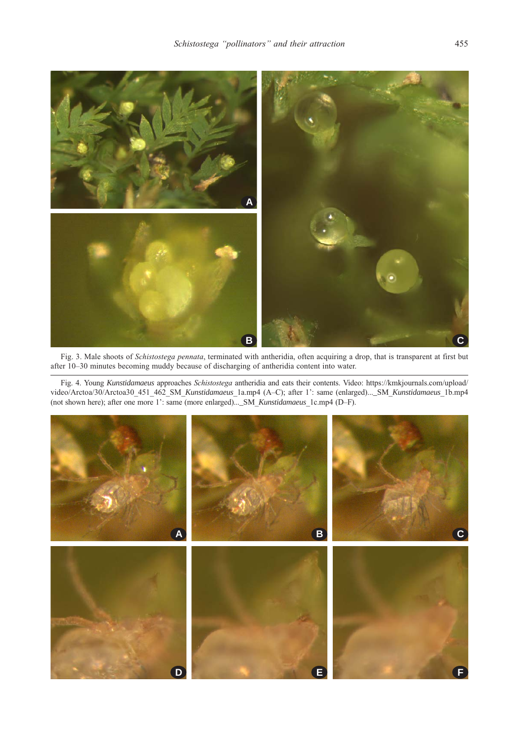Fig. 3. Male shoots of *Schistostega pennata*, terminated with antheridia, often acquiring a drop, that is transparent at first but after 10–30 minutes becoming muddy because of discharging of antheridia content into water.

Fig. 4. Young *Kunstidamaeus* approaches *Schistostega* antheridia and eats their contents. Video: https://kmkjournals.com/upload/video/Arctoa/30/Arctoa30_451_462_SM_*Kunstidamaeus*_1a.mp4 (A–C); after 1': same (enlarged)..._SM_*Kunstidamaeus*_1b.mp4 (not shown here); after one more 1': same (more enlarged)..._SM_*Kunstidamaeus*_1c.mp4 (D–F).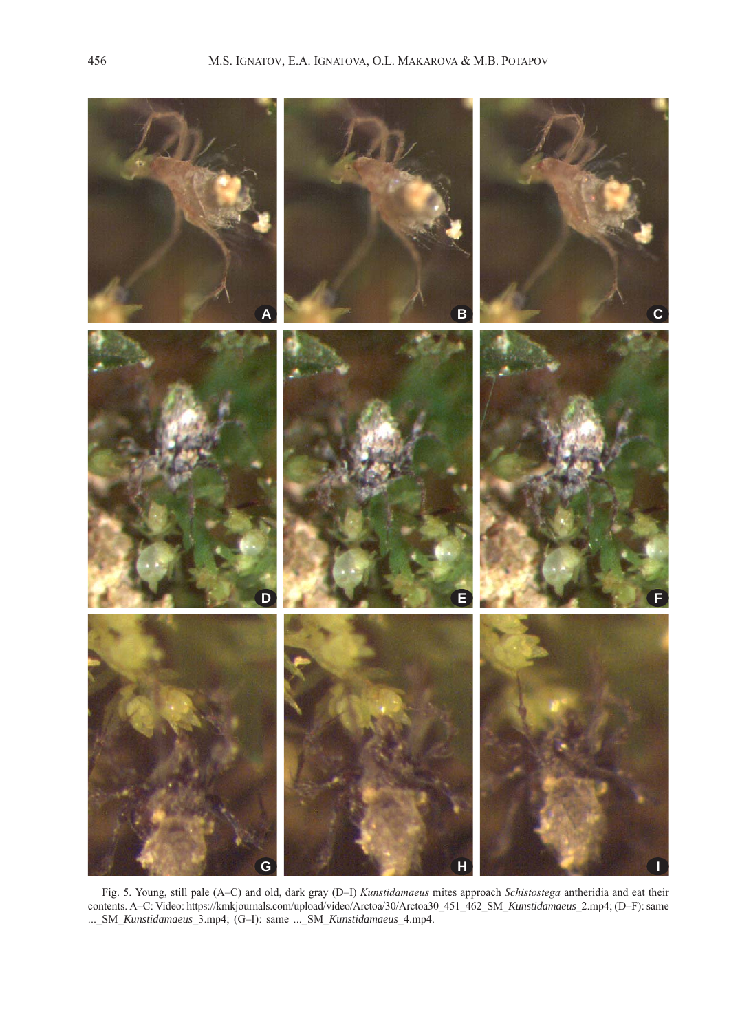Fig. 5. Young, still pale (A–C) and old, dark gray (D–I) *Kunstidamaeus* mites approach *Schistostega* antheridia and eat their contents. A–C: Video: https://kmkjournals.com/upload/video/Arctoa/30/Arctoa30_451_462_SM_*Kunstidamaeus*_2.mp4; (D–F): same ..._SM_*Kunstidamaeus*_3.mp4; (G–I): same ..._SM_*Kunstidamaeus*_4.mp4.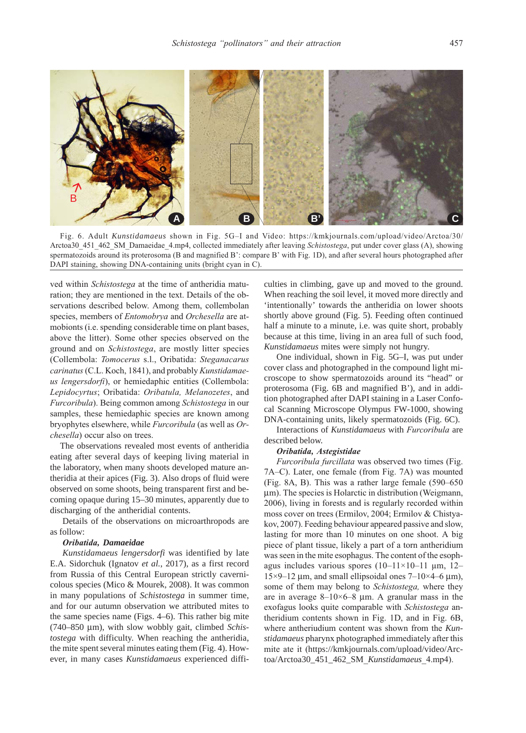Fig. 6. Adult *Kunstidamaeus* shown in Fig. 5G–I and Video: https://kmkjournals.com/upload/video/Arctoa/30/Arctoa30_451_462_SM_Damaeidae_4.mp4, collected immediately after leaving *Schistostega*, put under cover glass (A), showing spermatozoids around its proterosoma (B and magnified B': compare B' with Fig. 1D), and after several hours photographed after DAPI staining, showing DNA-containing units (bright cyan in C).

ved within *Schistostega* at the time of antheridia maturation; they are mentioned in the text. Details of the observations described below. Among them, collembolan species, members of *Entomobrya* and *Orchesella* are atmobionts (i.e. spending considerable time on plant bases, above the litter). Some other species observed on the ground and on *Schistostega*, are mostly litter species (Collembola: *Tomocerus* s.l., Oribatida: *Steganacarus carinatus* (C.L. Koch, 1841), and probably *Kunstidamaeus lengersdorfi*), or hemiedaphic entities (Collembola: *Lepidocyrtus*; Oribatida: *Oribatula, Melanozetes*, and *Furcoribula*). Being common among *Schistostega* in our samples, these hemiedaphic species are known among bryophytes elsewhere, while *Furcoribula* (as well as *Orchesella*) occur also on trees.

The observations revealed most events of antheridia eating after several days of keeping living material in the laboratory, when many shoots developed mature antheridia at their apices (Fig. 3). Also drops of fluid were observed on some shoots, being transparent first and becoming opaque during 15–30 minutes, apparently due to discharging of the antheridial contents.

Details of the observations on microarthropods are as follow:

***Oribatida, Damaeidae***

*Kunstidamaeus lengersdorfi* was identified by late E.A. Sidorchuk (Ignatov *et al.*, 2017), as a first record from Russia of this Central European strictly cavernicolous species (Mico & Mourek, 2008). It was common in many populations of *Schistostega* in summer time, and for our autumn observation we attributed mites to the same species name (Figs. 4–6). This rather big mite (740–850 µm), with slow wobbly gait, climbed *Schistostega* with difficulty. When reaching the antheridia, the mite spent several minutes eating them (Fig. 4). However, in many cases *Kunstidamaeus* experienced difficulties in climbing, gave up and moved to the ground. When reaching the soil level, it moved more directly and 'intentionally' towards the antheridia on lower shoots shortly above ground (Fig. 5). Feeding often continued half a minute to a minute, i.e. was quite short, probably because at this time, living in an area full of such food, *Kunstidamaeus* mites were simply not hungry.

One individual, shown in Fig. 5G–I, was put under cover class and photographed in the compound light microscope to show spermatozoids around its "head" or proterosoma (Fig. 6B and magnified B'), and in addition photographed after DAPI staining in a Laser Confocal Scanning Microscope Olympus FW-1000, showing DNA-containing units, likely spermatozoids (Fig. 6C).

Interactions of *Kunstidamaeus* with *Furcoribula* are described below.

***Oribatida, Astegistidae***

*Furcoribula furcillata* was observed two times (Fig. 7A–C). Later, one female (from Fig. 7A) was mounted (Fig. 8A, B). This was a rather large female (590–650 µm). The species is Holarctic in distribution (Weigmann, 2006), living in forests and is regularly recorded within moss cover on trees (Ermilov, 2004; Ermilov & Chistyakov, 2007). Feeding behaviour appeared passive and slow, lasting for more than 10 minutes on one shoot. A big piece of plant tissue, likely a part of a torn antheridium was seen in the mite esophagus. The content of the esophagus includes various spores (10–11×10–11 µm, 12–15×9–12 µm, and small ellipsoidal ones 7–10×4–6 µm), some of them may belong to *Schistostega,* where they are in average 8–10×6–8 µm. A granular mass in the exofagus looks quite comparable with *Schistostega* antheridium contents shown in Fig. 1D, and in Fig. 6B, where antheriudium content was shown from the *Kunstidamaeus* pharynx photographed immediately after this mite ate it (https://kmkjournals.com/upload/video/Arctoa/Arctoa30_451_462_SM_Kunstidamaeus_4.mp4).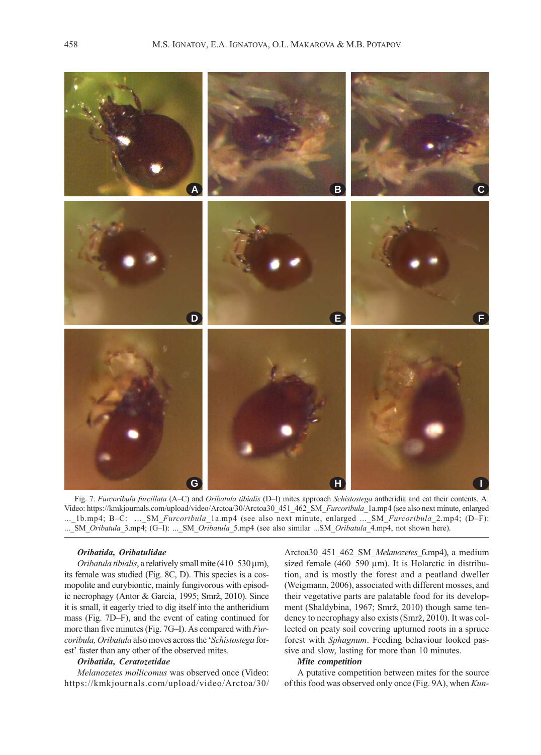Fig. 7. *Furcoribula furcillata* (A–C) and *Oribatula tibialis* (D–I) mites approach *Schistostega* antheridia and eat their contents. A: Video: https://kmkjournals.com/upload/video/Arctoa/30/Arctoa30_451_462_SM_*Furcoribula*_1a.mp4 (see also next minute, enlarged ..._1b.mp4; B–C: ..._SM_*Furcoribula*_1a.mp4 (see also next minute, enlarged ..._SM_*Furcoribula*_2.mp4; (D–F): ..._SM_*Oribatula*_3.mp4; (G–I): ..._SM_*Oribatula*_5.mp4 (see also similar ...SM_*Oribatula*_4.mp4, not shown here).

***Oribatida, Oribatulidae***

*Oribatula tibialis*, a relatively small mite (410–530 µm), its female was studied (Fig. 8C, D). This species is a cosmopolite and eurybiontic, mainly fungivorous with episodic necrophagy (Antor & Garcia, 1995; Smrž, 2010). Since it is small, it eagerly tried to dig itself into the antheridium mass (Fig. 7D–F), and the event of eating continued for more than five minutes (Fig. 7G–I). As compared with *Furcoribula, Oribatula* also moves across the '*Schistostega* forest' faster than any other of the observed mites.

***Oribatida, Ceratozetidae***

*Melanozetes mollicomus* was observed once (Video: https://kmkjournals.com/upload/video/Arctoa/30/Arctoa30_451_462_SM_*Melanozetes*_6.mp4), a medium sized female (460–590 µm). It is Holarctic in distribution, and is mostly the forest and a peatland dweller (Weigmann, 2006), associated with different mosses, and their vegetative parts are palatable food for its development (Shaldybina, 1967; Smrž, 2010) though same tendency to necrophagy also exists (Smrž, 2010). It was collected on peaty soil covering upturned roots in a spruce forest with *Sphagnum*. Feeding behaviour looked passive and slow, lasting for more than 10 minutes.

***Mite competition***

A putative competition between mites for the source of this food was observed only once (Fig. 9A), when *Kun-*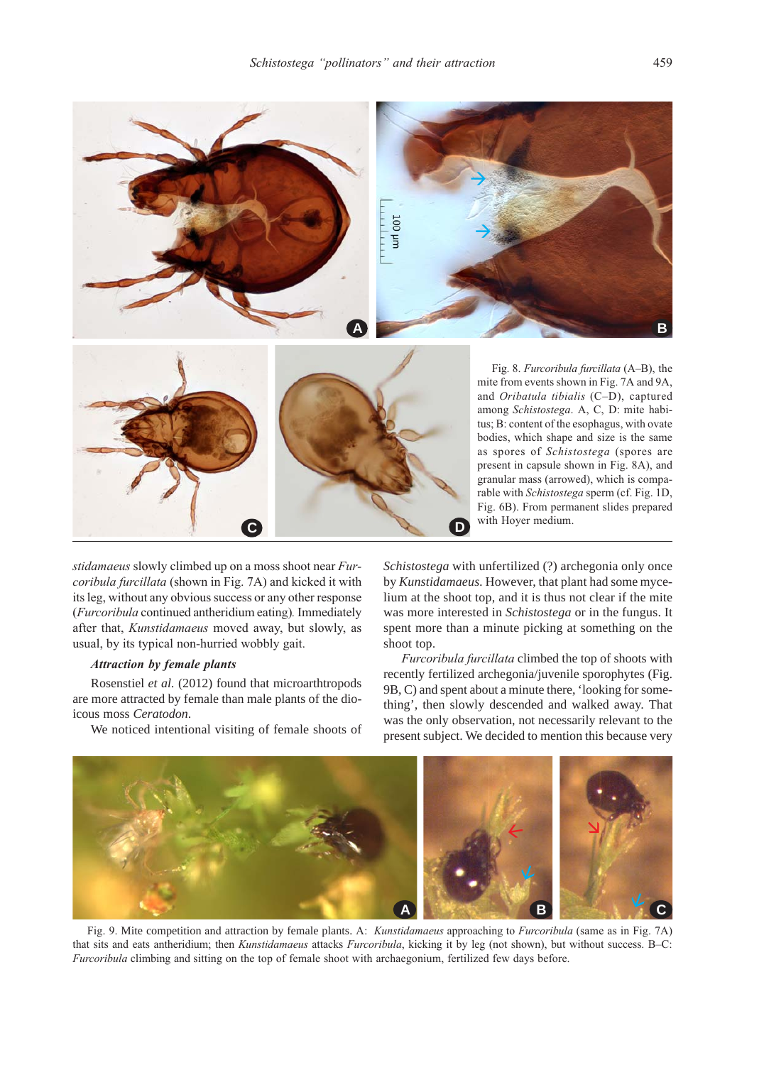Fig. 8. *Furcoribula furcillata* (A–B), the mite from events shown in Fig. 7A and 9A, and *Oribatula tibialis* (C–D), captured among *Schistostega*. A, C, D: mite habitus; B: content of the esophagus, with ovate bodies, which shape and size is the same as spores of *Schistostega* (spores are present in capsule shown in Fig. 8A), and granular mass (arrowed), which is comparable with *Schistostega* sperm (cf. Fig. 1D, Fig. 6B). From permanent slides prepared with Hoyer medium.

*stidamaeus* slowly climbed up on a moss shoot near *Furcoribula furcillata* (shown in Fig. 7A) and kicked it with its leg, without any obvious success or any other response (*Furcoribula* continued antheridium eating). Immediately after that, *Kunstidamaeus* moved away, but slowly, as usual, by its typical non-hurried wobbly gait.

#### *Attraction by female plants*

Rosenstiel *et al.* (2012) found that microarthropods are more attracted by female than male plants of the dioicous moss *Ceratodon*.

We noticed intentional visiting of female shoots of *Schistostega* with unfertilized (?) archegonia only once by *Kunstidamaeus*. However, that plant had some mycelium at the shoot top, and it is thus not clear if the mite was more interested in *Schistostega* or in the fungus. It spent more than a minute picking at something on the shoot top.

*Furcoribula furcillata* climbed the top of shoots with recently fertilized archegonia/juvenile sporophytes (Fig. 9B, C) and spent about a minute there, 'looking for something', then slowly descended and walked away. That was the only observation, not necessarily relevant to the present subject. We decided to mention this because very

Fig. 9. Mite competition and attraction by female plants. A: *Kunstidamaeus* approaching to *Furcoribula* (same as in Fig. 7A) that sits and eats antheridium; then *Kunstidamaeus* attacks *Furcoribula*, kicking it by leg (not shown), but without success. B–C: *Furcoribula* climbing and sitting on the top of female shoot with archaegonium, fertilized few days before.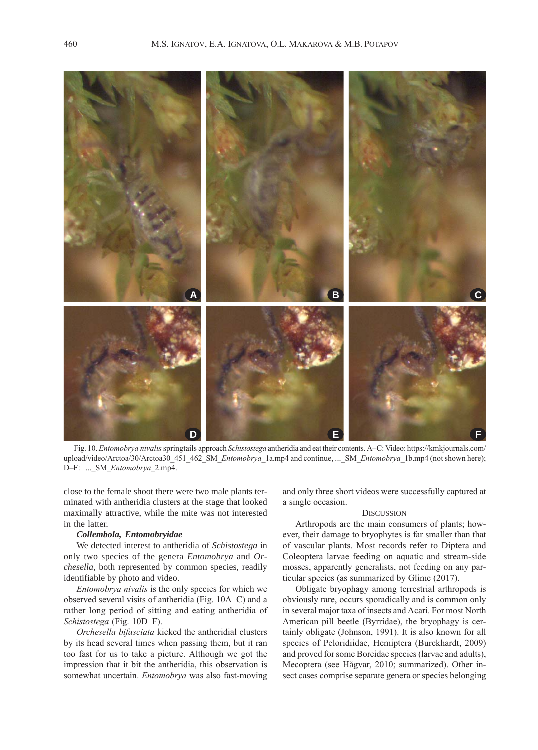Fig. 10. *Entomobrya nivalis* springtails approach *Schistostega* antheridia and eat their contents. A–C: Video: https://kmkjournals.com/upload/video/Arctoa/30/Arctoa30_451_462_SM_*Entomobrya*_1a.mp4 and continue, ..._SM_*Entomobrya*_1b.mp4 (not shown here); D–F: ..._SM_*Entomobrya*_2.mp4.

close to the female shoot there were two male plants terminated with antheridia clusters at the stage that looked maximally attractive, while the mite was not interested in the latter.

### *Collembola, Entomobryidae*

We detected interest to antheridia of *Schistostega* in only two species of the genera *Entomobrya* and *Orchesella*, both represented by common species, readily identifiable by photo and video.

*Entomobrya nivalis* is the only species for which we observed several visits of antheridia (Fig. 10A–C) and a rather long period of sitting and eating antheridia of *Schistostega* (Fig. 10D–F).

*Orchesella bifasciata* kicked the antheridial clusters by its head several times when passing them, but it ran too fast for us to take a picture. Although we got the impression that it bit the antheridia, this observation is somewhat uncertain. *Entomobrya* was also fast-moving and only three short videos were successfully captured at a single occasion.

## DISCUSSION

Arthropods are the main consumers of plants; however, their damage to bryophytes is far smaller than that of vascular plants. Most records refer to Diptera and Coleoptera larvae feeding on aquatic and stream-side mosses, apparently generalists, not feeding on any particular species (as summarized by Glime (2017).

Obligate bryophagy among terrestrial arthropods is obviously rare, occurs sporadically and is common only in several major taxa of insects and Acari. For most North American pill beetle (Byrridae), the bryophagy is certainly obligate (Johnson, 1991). It is also known for all species of Peloridiidae, Hemiptera (Burckhardt, 2009) and proved for some Boreidae species (larvae and adults), Mecoptera (see Hågvar, 2010; summarized). Other insect cases comprise separate genera or species belonging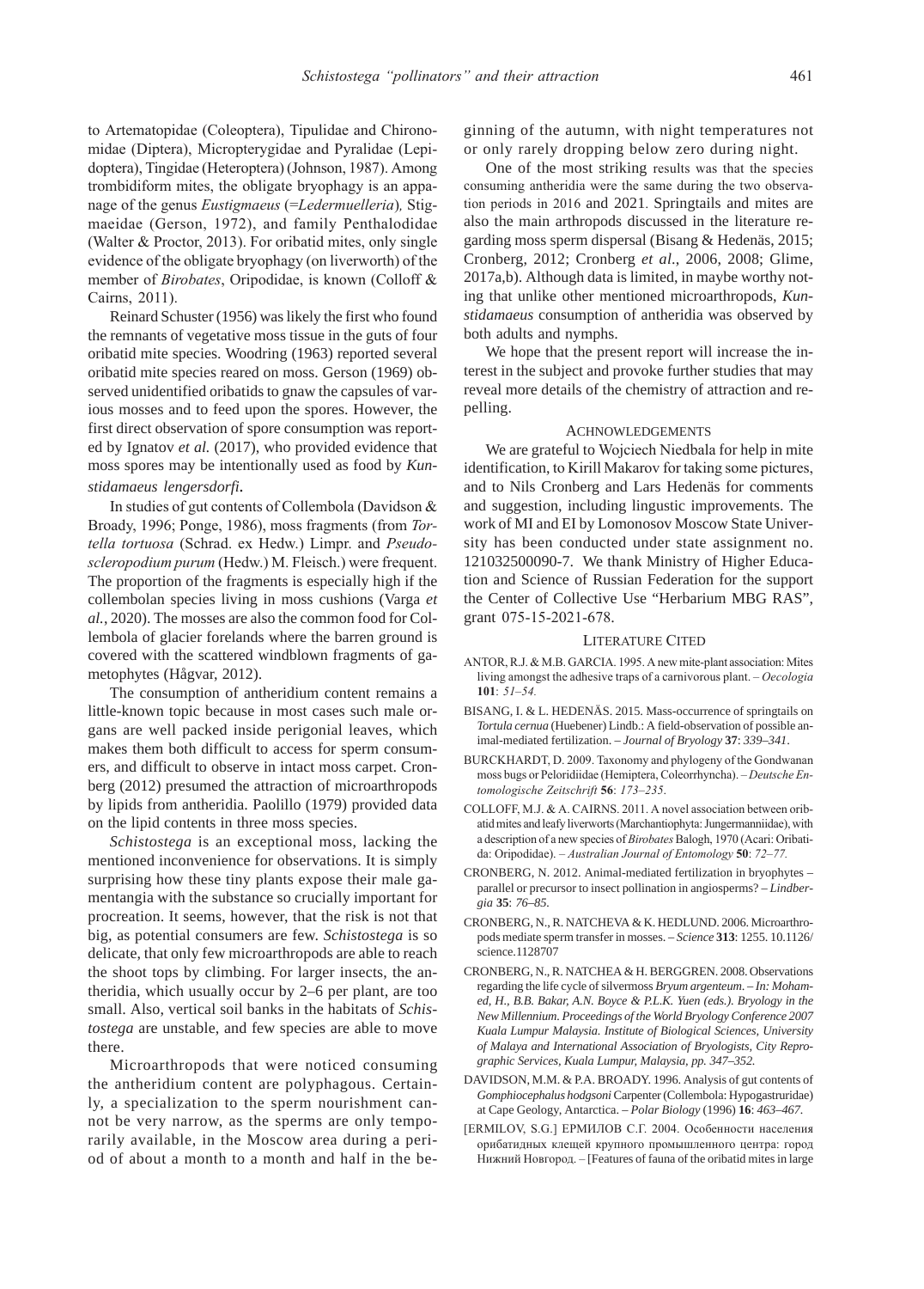to Artematopidae (Coleoptera), Tipulidae and Chironomidae (Diptera), Micropterygidae and Pyralidae (Lepidoptera), Tingidae (Heteroptera) (Johnson, 1987). Among trombidiform mites, the obligate bryophagy is an appanage of the genus *Eustigmaeus* (=*Ledermuelleria*)*,* Stigmaeidae (Gerson, 1972), and family Penthalodidae (Walter & Proctor, 2013). For oribatid mites, only single evidence of the obligate bryophagy (on liverworth) of the member of *Birobates*, Oripodidae, is known (Colloff & Cairns, 2011).

Reinard Schuster (1956) was likely the first who found the remnants of vegetative moss tissue in the guts of four oribatid mite species. Woodring (1963) reported several oribatid mite species reared on moss. Gerson (1969) observed unidentified oribatids to gnaw the capsules of various mosses and to feed upon the spores. However, the first direct observation of spore consumption was reported by Ignatov *et al.* (2017), who provided evidence that moss spores may be intentionally used as food by *Kunstidamaeus lengersdorfi***.**

In studies of gut contents of Collembola (Davidson & Broady, 1996; Ponge, 1986), moss fragments (from *Tortella tortuosa* (Schrad. ex Hedw.) Limpr. and *Pseudoscleropodium purum* (Hedw.) M. Fleisch.) were frequent. The proportion of the fragments is especially high if the collembolan species living in moss cushions (Varga *et al.*, 2020). The mosses are also the common food for Collembola of glacier forelands where the barren ground is covered with the scattered windblown fragments of gametophytes (Hågvar, 2012).

The consumption of antheridium content remains a little-known topic because in most cases such male organs are well packed inside perigonial leaves, which makes them both difficult to access for sperm consumers, and difficult to observe in intact moss carpet. Cronberg (2012) presumed the attraction of microarthropods by lipids from antheridia. Paolillo (1979) provided data on the lipid contents in three moss species.

*Schistostega* is an exceptional moss, lacking the mentioned inconvenience for observations. It is simply surprising how these tiny plants expose their male gamentangia with the substance so crucially important for procreation. It seems, however, that the risk is not that big, as potential consumers are few. *Schistostega* is so delicate, that only few microarthropods are able to reach the shoot tops by climbing. For larger insects, the antheridia, which usually occur by 2–6 per plant, are too small. Also, vertical soil banks in the habitats of *Schistostega* are unstable, and few species are able to move there.

Microarthropods that were noticed consuming the antheridium content are polyphagous. Certainly, a specialization to the sperm nourishment cannot be very narrow, as the sperms are only temporarily available, in the Moscow area during a period of about a month to a month and half in the beginning of the autumn, with night temperatures not or only rarely dropping below zero during night.

One of the most striking results was that the species consuming antheridia were the same during the two observation periods in 2016 and 2021. Springtails and mites are also the main arthropods discussed in the literature regarding moss sperm dispersal (Bisang & Hedenäs, 2015; Cronberg, 2012; Cronberg *et al*., 2006, 2008; Glime, 2017a,b). Although data is limited, in maybe worthy noting that unlike other mentioned microarthropods, *Kunstidamaeus* consumption of antheridia was observed by both adults and nymphs.

We hope that the present report will increase the interest in the subject and provoke further studies that may reveal more details of the chemistry of attraction and repelling.

## ACHNOWLEDGEMENTS

We are grateful to Wojciech Niedbala for help in mite identification, to Kirill Makarov for taking some pictures, and to Nils Cronberg and Lars Hedenäs for comments and suggestion, including lingustic improvements. The work of MI and EI by Lomonosov Moscow State University has been conducted under state assignment no. 121032500090-7. We thank Ministry of Higher Education and Science of Russian Federation for the support the Center of Collective Use "Herbarium MBG RAS", grant 075-15-2021-678.

## LITERATURE CITED

ANTOR, R.J. & M.B. GARCIA. 1995. A new mite-plant association: Mites living amongst the adhesive traps of a carnivorous plant. – *Oecologia* **101**: *51–54.*

BISANG, I. & L. HEDENÄS. 2015. Mass-occurrence of springtails on *Tortula cernua* (Huebener) Lindb.: A field-observation of possible animal-mediated fertilization. – *Journal of Bryology* **37**: *339–341*.

BURCKHARDT, D. 2009. Taxonomy and phylogeny of the Gondwanan moss bugs or Peloridiidae (Hemiptera, Coleorrhyncha). – *Deutsche Entomologische Zeitschrift* **56**: *173–235*.

COLLOFF, M.J. & A. CAIRNS. 2011. A novel association between oribatid mites and leafy liverworts (Marchantiophyta: Jungermanniidae), with a description of a new species of *Birobates* Balogh, 1970 (Acari: Oribatida: Oripodidae). – *Australian Journal of Entomology* **50**: *72–77.*

CRONBERG, N. 2012. Animal-mediated fertilization in bryophytes – parallel or precursor to insect pollination in angiosperms? – *Lindbergia* **35**: *76–85*.

CRONBERG, N., R. NATCHEVA & K. HEDLUND. 2006. Microarthropods mediate sperm transfer in mosses. – *Science* **313**: 1255. 10.1126/science.1128707

CRONBERG, N., R. NATCHEA & H. BERGGREN. 2008. Observations regarding the life cycle of silvermoss *Bryum argenteum*. – *In: Mohamed, H., B.B. Bakar, A.N. Boyce & P.L.K. Yuen (eds.). Bryology in the New Millennium. Proceedings of the World Bryology Conference 2007 Kuala Lumpur Malaysia. Institute of Biological Sciences, University of Malaya and International Association of Bryologists, City Reprographic Services, Kuala Lumpur, Malaysia, pp. 347–352.*

DAVIDSON, M.M. & P.A. BROADY. 1996. Analysis of gut contents of *Gomphiocephalus hodgsoni* Carpenter (Collembola: Hypogastruridae) at Cape Geology, Antarctica. – *Polar Biology* (1996) **16**: *463–467*.

[ERMILOV, S.G.] ЕРМИЛОВ С.Г. 2004. Особенности населения орибатидных клещей крупного промышленного центра: город Нижний Новгород. – [Features of fauna of the oribatid mites in large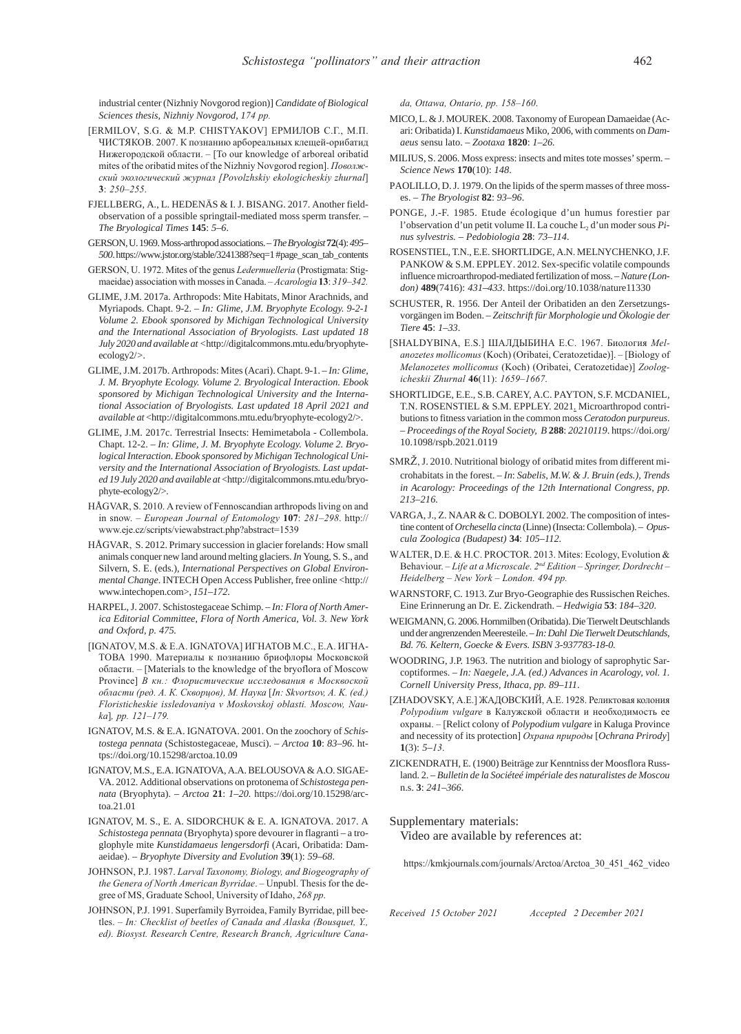industrial center (Nizhniy Novgorod region)] *Candidate of Biological Sciences thesis, Nizhniy Novgorod, 174 pp.*

[ERMILOV, S.G. & M.P. CHISTYAKOV] ЕРМИЛОВ С.Г., М.П. ЧИСТЯКОВ. 2007. К познанию арбореальных клещей-орибатид Нижегородской области. – [To our knowledge of arboreal oribatid mites of the oribatid mites of the Nizhniy Novgorod region]. *Поволжский экологический журнал [Povolzhskiy ekologicheskiy zhurnal]* **3**: *250–255.*

FJELLBERG, A., L. HEDENÄS & I. J. BISANG. 2017. Another field-observation of a possible springtail-mediated moss sperm transfer. – *The Bryological Times* **145**: *5–6*.

GERSON, U. 1969. Moss-arthropod associations. – *The Bryologist* **72**(4): *495–500*. https://www.jstor.org/stable/3241388?seq=1#page_scan_tab_contents

GERSON, U. 1972. Mites of the genus *Ledermuelleria* (Prostigmata: Stigmaeidae) association with mosses in Canada. – *Acarologia* **13**: *319–342.*

GLIME, J.M. 2017a. Arthropods: Mite Habitats, Minor Arachnids, and Myriapods. Chapt. 9-2. – *In: Glime, J.M. Bryophyte Ecology. 9-2-1 Volume 2. Ebook sponsored by Michigan Technological University and the International Association of Bryologists. Last updated 18 July 2020 and available at* <http://digitalcommons.mtu.edu/bryophyte-ecology2/>.

GLIME, J.M. 2017b. Arthropods: Mites (Acari). Chapt. 9-1. – *In: Glime, J. M. Bryophyte Ecology. Volume 2. Bryological Interaction. Ebook sponsored by Michigan Technological University and the International Association of Bryologists. Last updated 18 April 2021 and available at* <http://digitalcommons.mtu.edu/bryophyte-ecology2/>.

GLIME, J.M. 2017c. Terrestrial Insects: Hemimetabola - Collembola. Chapt. 12-2. – *In: Glime, J. M. Bryophyte Ecology. Volume 2. Bryological Interaction. Ebook sponsored by Michigan Technological University and the International Association of Bryologists. Last updated 19 July 2020 and available at* <http://digitalcommons.mtu.edu/bryophyte-ecology2/>.

HÅGVAR, S. 2010. A review of Fennoscandian arthropods living on and in snow. – *European Journal of Entomology* **107**: *281–298*. http://www.eje.cz/scripts/viewabstract.php?abstract=1539

HÅGVAR, S. 2012. Primary succession in glacier forelands: How small animals conquer new land around melting glaciers. *In* Young, S. S., and Silvern, S. E. (eds.), *International Perspectives on Global Environmental Change*. INTECH Open Access Publisher, free online <http://www.intechopen.com>, *151–172*.

HARPEL, J. 2007. Schistostegaceae Schimp. – *In: Flora of North America Editorial Committee, Flora of North America, Vol. 3. New York and Oxford, p. 475.*

[IGNATOV, M.S. & E.A. IGNATOVA] ИГНАТОВ М.С., Е.А. ИГНАТОВА 1990. Материалы к познанию бриофлоры Московской области. – [Materials to the knowledge of the bryoflora of Moscow Province] *В кн.: Флористические исследования в Московской области (ред. А. К. Скворцов), М. Наука* [*In: Skvortsov, A. K. (ed.) Floristicheskie issledovaniya v Moskovskoj oblasti. Moscow, Nauka*]*, pp. 121–179.*

IGNATOV, M.S. & E.A. IGNATOVA. 2001. On the zoochory of *Schistostega pennata* (Schistostegaceae, Musci). – *Arctoa* **10**: *83–96*. https://doi.org/10.15298/arctoa.10.09

IGNATOV, M.S., E.A. IGNATOVA, A.A. BELOUSOVA & A.O. SIGAEVA. 2012. Additional observations on protonema of *Schistostega pennata* (Bryophyta). – *Arctoa* **21**: *1–20.* https://doi.org/10.15298/arctoa.21.01

IGNATOV, M. S., E. A. SIDORCHUK & E. A. IGNATOVA. 2017. A *Schistostega pennata* (Bryophyta) spore devourer in flagranti – a troglophyle mite *Kunstidamaeus lengersdorfi* (Acari, Oribatida: Damaeidae). – *Bryophyte Diversity and Evolution* **39**(1): *59–68*.

JOHNSON, P.J. 1987. *Larval Taxonomy, Biology, and Biogeography of the Genera of North American Byrridae*. – Unpubl. Thesis for the degree of MS, Graduate School, University of Idaho, *268 pp.*

JOHNSON, P.J. 1991. Superfamily Byrroidea, Family Byrridae, pill beetles. – *In: Checklist of beetles of Canada and Alaska (Bousquet, Y., ed). Biosyst. Research Centre, Research Branch, Agriculture Canada, Ottawa, Ontario, pp. 158–160.*

MICO, L. & J. MOUREK. 2008. Taxonomy of European Damaeidae (Acari: Oribatida) I. *Kunstidamaeus* Miko, 2006, with comments on *Damaeus* sensu lato. – *Zootaxa* **1820**: *1–26*.

MILIUS, S. 2006. Moss express: insects and mites tote mosses' sperm. – *Science News* **170**(10): *148*.

PAOLILLO, D. J. 1979. On the lipids of the sperm masses of three mosses. – *The Bryologist* **82**: *93–96*.

PONGE, J.-F. 1985. Etude écologique d'un humus forestier par l'observation d'un petit volume II. La couche $L_2$ d'un moder sous *Pinus sylvestris*. – *Pedobiologia* **28**: *73–114*.

ROSENSTIEL, T.N., E.E. SHORTLIDGE, A.N. MELNYCHENKO, J.F. PANKOW & S.M. EPPLEY. 2012. Sex-specific volatile compounds influence microarthropod-mediated fertilization of moss. – *Nature (London)* **489**(7416): *431–433*. https://doi.org/10.1038/nature11330

SCHUSTER, R. 1956. Der Anteil der Oribatiden an den Zersetzungsvorgängen im Boden. – *Zeitschrift für Morphologie und Ökologie der Tiere* **45**: *1–33*.

[SHALDYBINA, E.S.] ШАЛДЫБИНА Е.С. 1967. Биология *Melanozetes mollicomus* (Koch) (Oribatei, Ceratozetidae)]. – [Biology of *Melanozetes mollicomus* (Koch) (Oribatei, Ceratozetidae)] *Zoologicheskii Zhurnal* **46**(11): *1659–1667*.

SHORTLIDGE, E.E., S.B. CAREY, A.C. PAYTON, S.F. MCDANIEL, T.N. ROSENSTIEL & S.M. EPPLEY. 2021. Microarthropod contributions to fitness variation in the common moss *Ceratodon purpureus*. – *Proceedings of the Royal Society, B* **288**: *20210119*. https://doi.org/10.1098/rspb.2021.0119

SMRŽ, J. 2010. Nutritional biology of oribatid mites from different microhabitats in the forest. – *In*: *Sabelis, M.W. & J. Bruin (eds.), Trends in Acarology: Proceedings of the 12th International Congress, pp. 213–216.*

VARGA, J., Z. NAAR & C. DOBOLYI. 2002. The composition of intestine content of *Orchesella cincta* (Linne) (Insecta: Collembola). – *Opuscula Zoologica (Budapest)* **34**: *105–112*.

WALTER, D.E. & H.C. PROCTOR. 2013. Mites: Ecology, Evolution & Behaviour. – *Life at a Microscale. 2nd Edition – Springer, Dordrecht – Heidelberg – New York – London. 494 pp.*

WARNSTORF, C. 1913. Zur Bryo-Geographie des Russischen Reiches. Eine Erinnerung an Dr. E. Zickendrath. – *Hedwigia* **53**: *184–320*.

WEIGMANN, G. 2006. Hornmilben (Oribatida). Die Tierwelt Deutschlands und der angrenzenden Meeresteile. – *In: Dahl Die Tierwelt Deutschlands, Bd. 76. Keltern, Goecke & Evers. ISBN 3-937783-18-0.*

WOODRING, J.P. 1963. The nutrition and biology of saprophytic Sarcoptiformes. – *In: Naegele, J.A. (ed.) Advances in Acarology, vol. 1. Cornell University Press, Ithaca, pp. 89–111*.

[ZHADOVSKY, A.E.] ЖАДОВСКИЙ, А.Е. 1928. Реликтовая колония *Polypodium vulgare* в Калужской области и необходимость ее охраны. – [Relict colony of *Polypodium vulgare* in Kaluga Province and necessity of its protection] *Охрана природы* [*Ochrana Prirody*] **1**(3): *5–13.*

ZICKENDRATH, E. (1900) Beiträge zur Kenntniss der Moosflora Russland. 2. – *Bulletin de la Sociéteé impériale des naturalistes de Moscou* n.s. **3**: *241–366*.

Supplementary materials:
Video are available by references at:

https://kmkjournals.com/journals/Arctoa/Arctoa_30_451_462_video

*Received 15 October 2021 Accepted 2 December 2021*